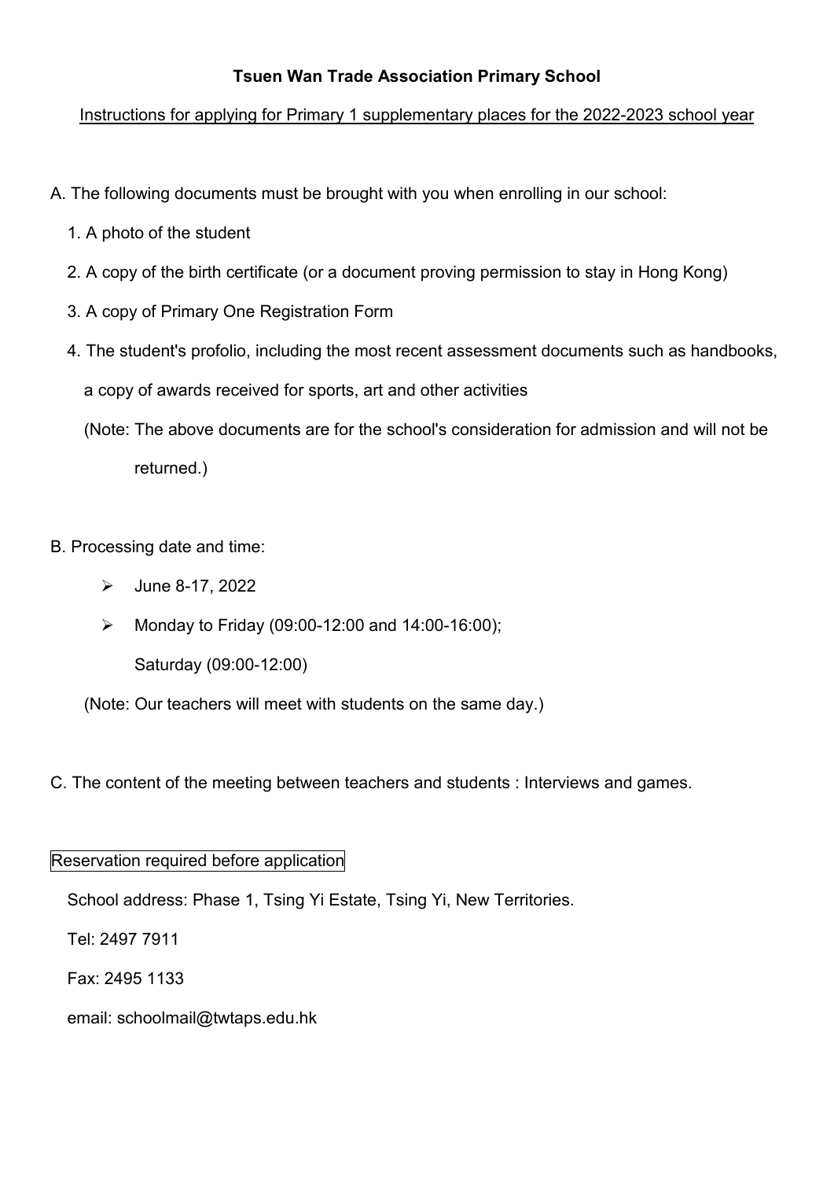# Tsuen Wan Trade Association Primary School

<u>Instructions for applying for Primary 1 supplementary places for the 2022-2023 school year</u>

A. The following documents must be brought with you when enrolling in our school:

1. A photo of the student
2. A copy of the birth certificate (or a document proving permission to stay in Hong Kong)
3. A copy of Primary One Registration Form
4. The student's profolio, including the most recent assessment documents such as handbooks, a copy of awards received for sports, art and other activities

(Note: The above documents are for the school's consideration for admission and will not be returned.)

B. Processing date and time:

- June 8-17, 2022
- Monday to Friday (09:00-12:00 and 14:00-16:00);
  Saturday (09:00-12:00)

(Note: Our teachers will meet with students on the same day.)

C. The content of the meeting between teachers and students : Interviews and games.

Reservation required before application

School address: Phase 1, Tsing Yi Estate, Tsing Yi, New Territories.

Tel: 2497 7911

Fax: 2495 1133

email: schoolmail@twtaps.edu.hk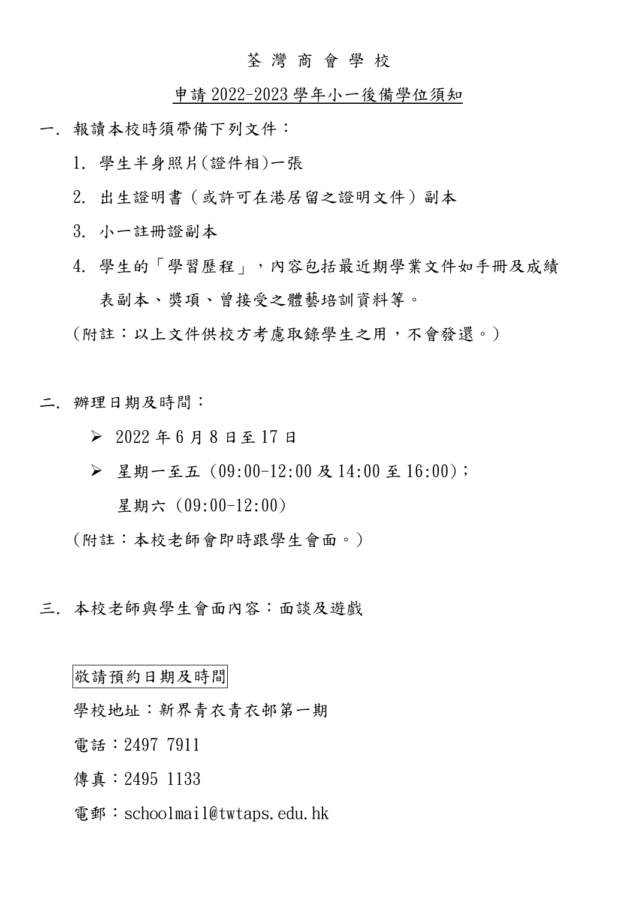# 荃 灣 商 會 學 校

## 申請 2022-2023 學年小一後備學位須知

一. 報讀本校時須帶備下列文件：

1. 學生半身照片(證件相)一張
2. 出生證明書（或許可在港居留之證明文件）副本
3. 小一註冊證副本
4. 學生的「學習歷程」，內容包括最近期學業文件如手冊及成績表副本、獎項、曾接受之體藝培訓資料等。

(附註：以上文件供校方考慮取錄學生之用，不會發還。)

二. 辦理日期及時間：

- 2022 年 6 月 8 日至 17 日
- 星期一至五 (09:00-12:00 及 14:00 至 16:00)；
  星期六 (09:00-12:00)

(附註：本校老師會即時跟學生會面。)

三. 本校老師與學生會面內容：面談及遊戲

敬請預約日期及時間

學校地址：新界青衣青衣邨第一期

電話：2497 7911

傳真：2495 1133

電郵：schoolmail@twtaps.edu.hk